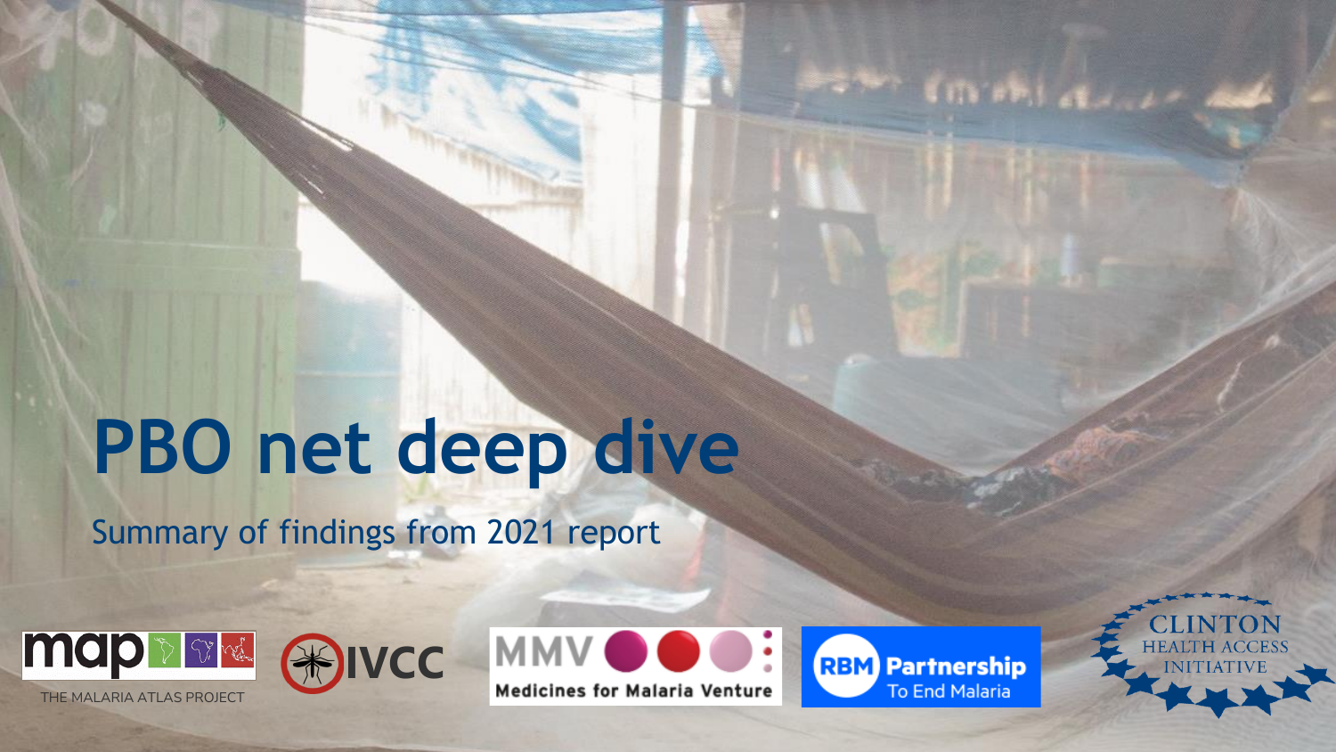# PBO net deep dive

Summary of findings from 2021 report

THE MALARIA ATLAS PROJECT

IVCC

MMV Medicines for Malaria Venture

RBM Partnership To End Malaria

CLINTON HEALTH ACCESS INITIATIVE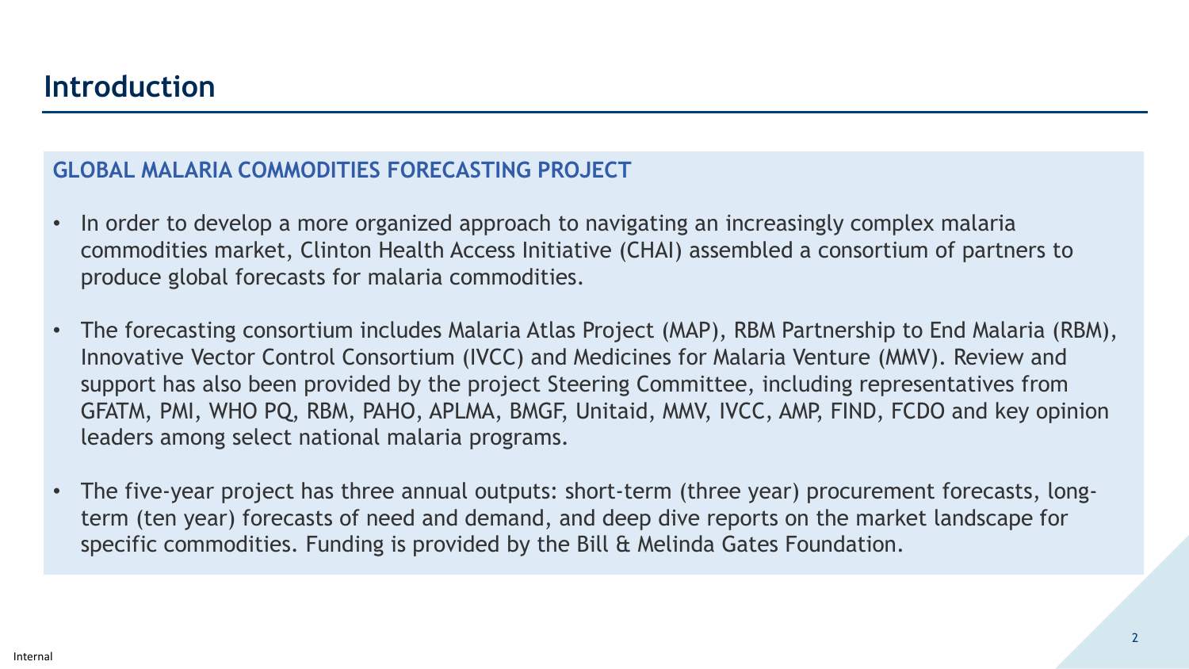# Introduction

## GLOBAL MALARIA COMMODITIES FORECASTING PROJECT

- In order to develop a more organized approach to navigating an increasingly complex malaria commodities market, Clinton Health Access Initiative (CHAI) assembled a consortium of partners to produce global forecasts for malaria commodities.
- The forecasting consortium includes Malaria Atlas Project (MAP), RBM Partnership to End Malaria (RBM), Innovative Vector Control Consortium (IVCC) and Medicines for Malaria Venture (MMV). Review and support has also been provided by the project Steering Committee, including representatives from GFATM, PMI, WHO PQ, RBM, PAHO, APLMA, BMGF, Unitaid, MMV, IVCC, AMP, FIND, FCDO and key opinion leaders among select national malaria programs.
- The five-year project has three annual outputs: short-term (three year) procurement forecasts, long-term (ten year) forecasts of need and demand, and deep dive reports on the market landscape for specific commodities. Funding is provided by the Bill & Melinda Gates Foundation.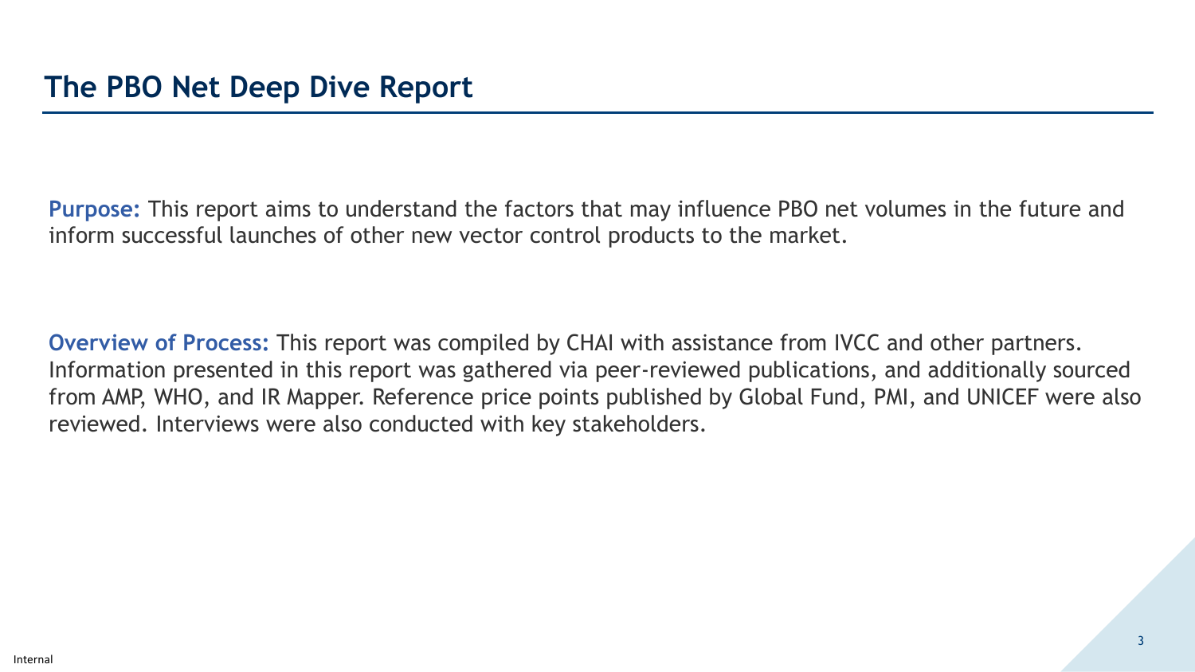# The PBO Net Deep Dive Report

**Purpose:** This report aims to understand the factors that may influence PBO net volumes in the future and inform successful launches of other new vector control products to the market.

**Overview of Process:** This report was compiled by CHAI with assistance from IVCC and other partners. Information presented in this report was gathered via peer-reviewed publications, and additionally sourced from AMP, WHO, and IR Mapper. Reference price points published by Global Fund, PMI, and UNICEF were also reviewed. Interviews were also conducted with key stakeholders.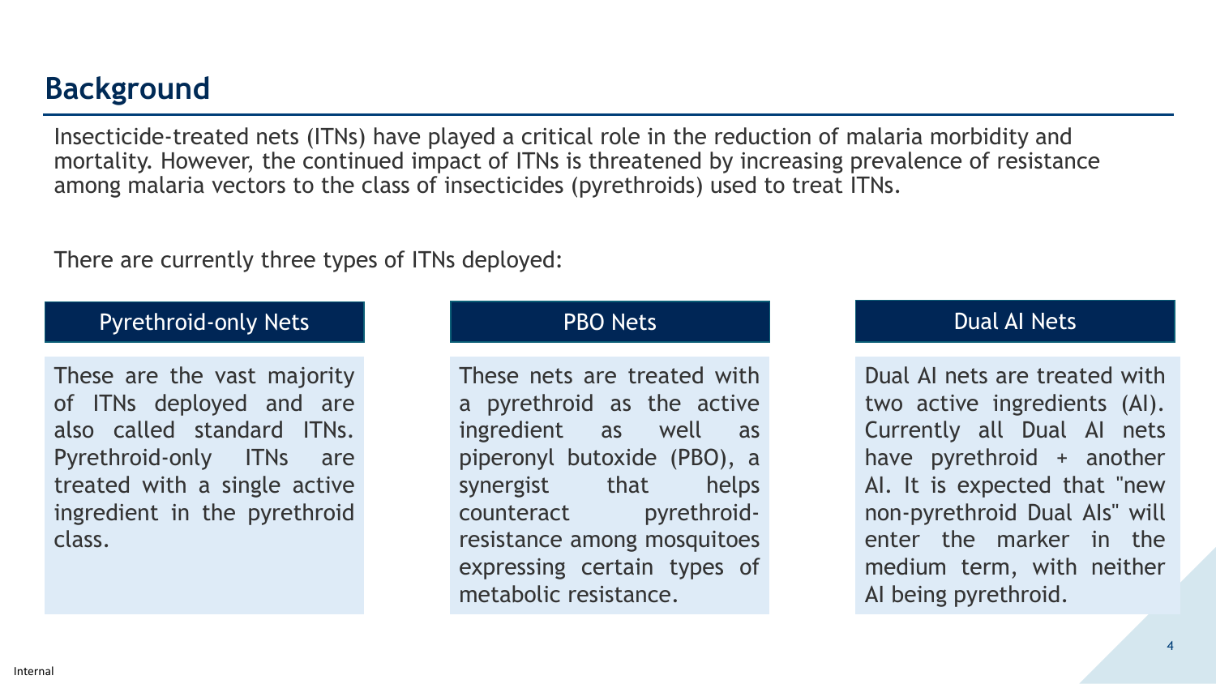## Background

Insecticide-treated nets (ITNs) have played a critical role in the reduction of malaria morbidity and mortality. However, the continued impact of ITNs is threatened by increasing prevalence of resistance among malaria vectors to the class of insecticides (pyrethroids) used to treat ITNs.

There are currently three types of ITNs deployed:

### Pyrethroid-only Nets

These are the vast majority of ITNs deployed and are also called standard ITNs. Pyrethroid-only ITNs are treated with a single active ingredient in the pyrethroid class.

### PBO Nets

These nets are treated with a pyrethroid as the active ingredient as well as piperonyl butoxide (PBO), a synergist that helps counteract pyrethroid-resistance among mosquitoes expressing certain types of metabolic resistance.

### Dual AI Nets

Dual AI nets are treated with two active ingredients (AI). Currently all Dual AI nets have pyrethroid + another AI. It is expected that "new non-pyrethroid Dual AIs" will enter the marker in the medium term, with neither AI being pyrethroid.

Internal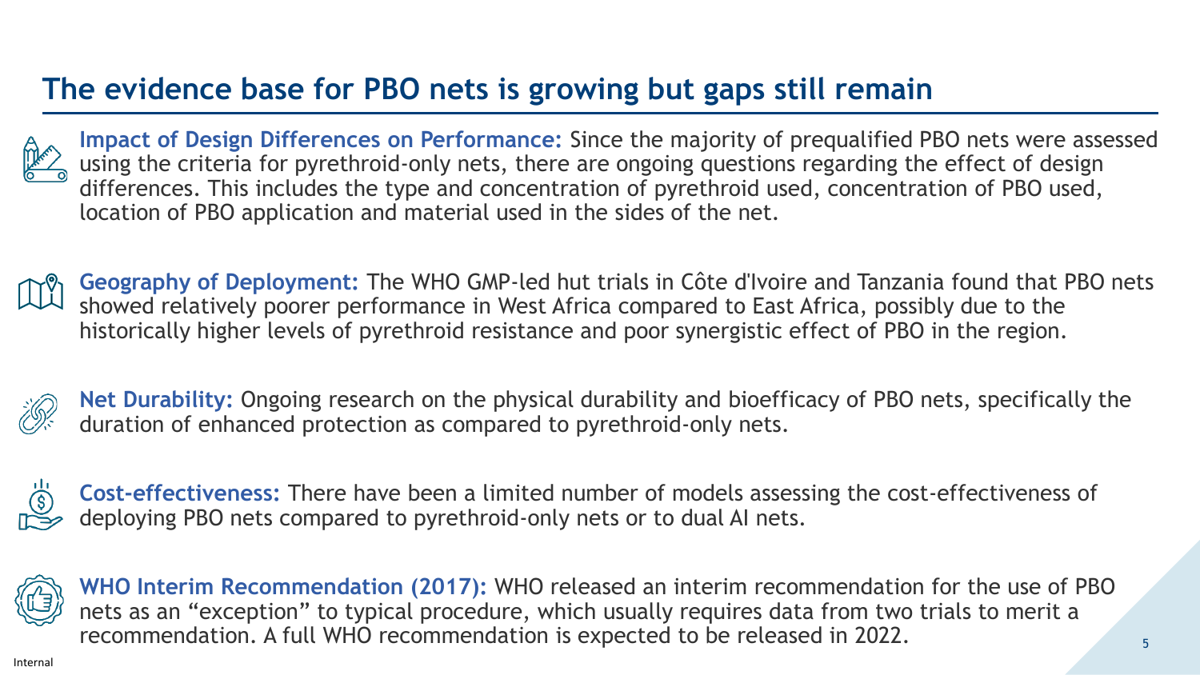# The evidence base for PBO nets is growing but gaps still remain

**Impact of Design Differences on Performance:** Since the majority of prequalified PBO nets were assessed using the criteria for pyrethroid-only nets, there are ongoing questions regarding the effect of design differences. This includes the type and concentration of pyrethroid used, concentration of PBO used, location of PBO application and material used in the sides of the net.

**Geography of Deployment:** The WHO GMP-led hut trials in Côte d'Ivoire and Tanzania found that PBO nets showed relatively poorer performance in West Africa compared to East Africa, possibly due to the historically higher levels of pyrethroid resistance and poor synergistic effect of PBO in the region.

**Net Durability:** Ongoing research on the physical durability and bioefficacy of PBO nets, specifically the duration of enhanced protection as compared to pyrethroid-only nets.

**Cost-effectiveness:** There have been a limited number of models assessing the cost-effectiveness of deploying PBO nets compared to pyrethroid-only nets or to dual AI nets.

**WHO Interim Recommendation (2017):** WHO released an interim recommendation for the use of PBO nets as an "exception" to typical procedure, which usually requires data from two trials to merit a recommendation. A full WHO recommendation is expected to be released in 2022.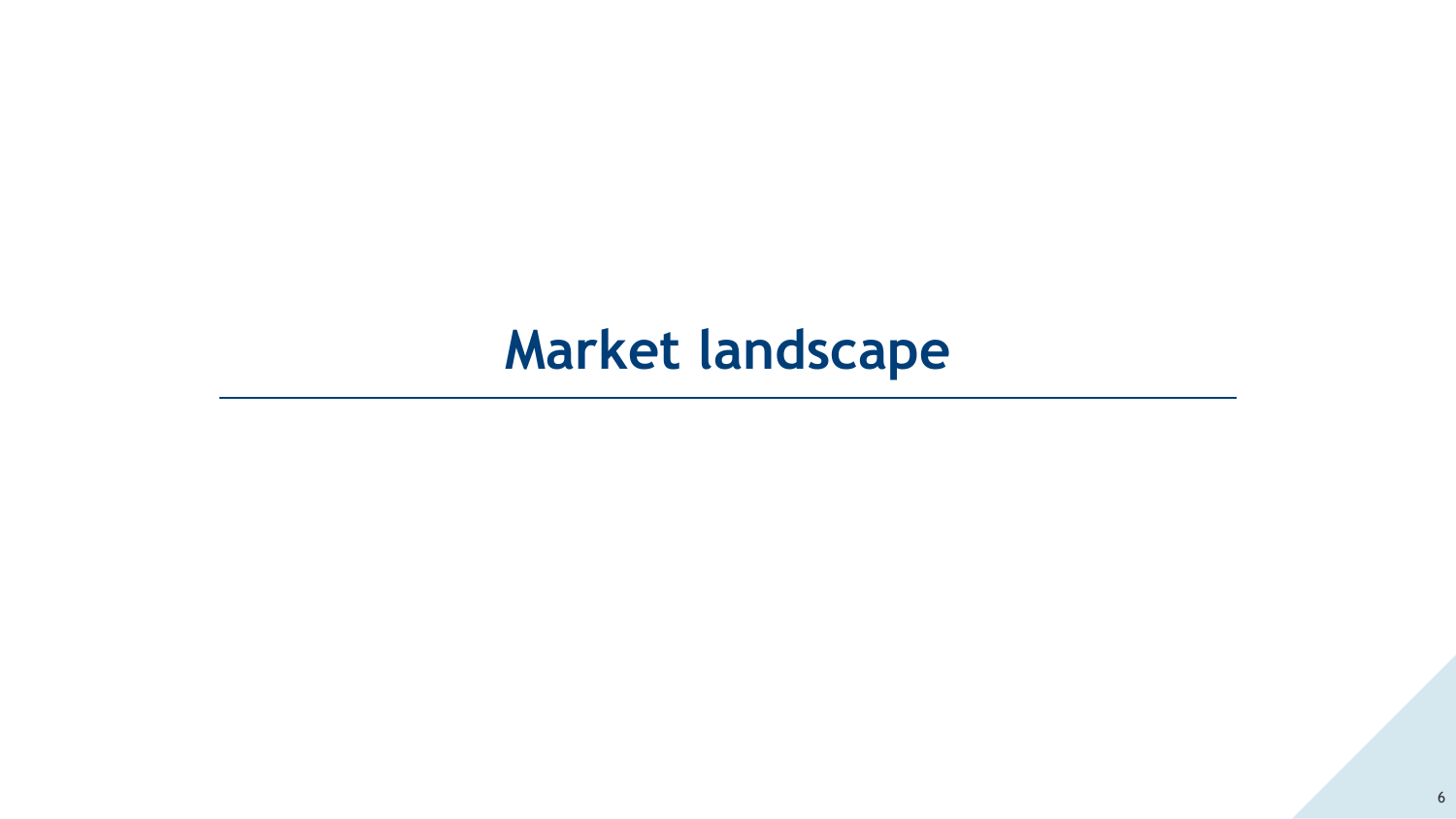# Market landscape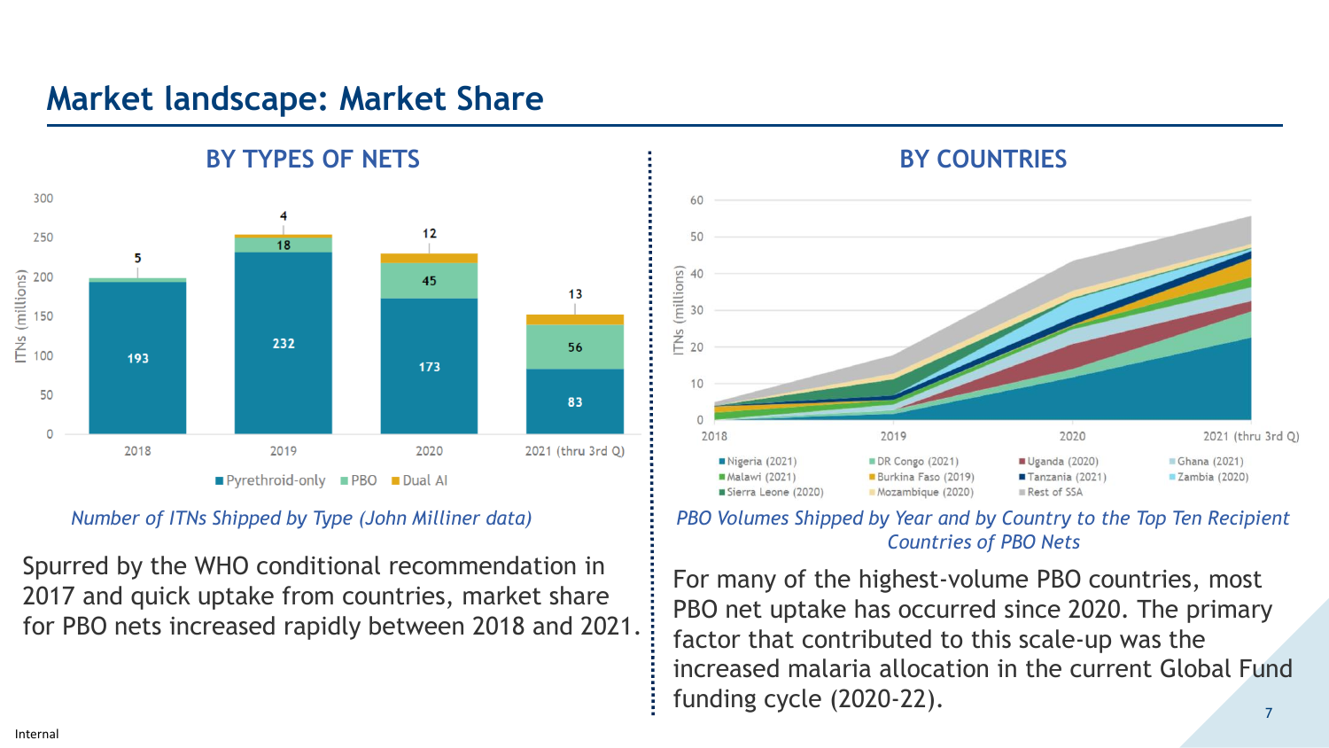# Market landscape: Market Share

## BY TYPES OF NETS

| Year | Pyrethroid-only | PBO | Dual AI |
|---|---|---|---|
| 2018 | 193 | | 5 |
| 2019 | 232 | 18 | 4 |
| 2020 | 173 | 45 | 12 |
| 2021 (thru 3rd Q) | 83 | 56 | 13 |

*Number of ITNs Shipped by Type (John Milliner data)*

Spurred by the WHO conditional recommendation in 2017 and quick uptake from countries, market share for PBO nets increased rapidly between 2018 and 2021.

## BY COUNTRIES

*PBO Volumes Shipped by Year and by Country to the Top Ten Recipient Countries of PBO Nets*

For many of the highest-volume PBO countries, most PBO net uptake has occurred since 2020. The primary factor that contributed to this scale-up was the increased malaria allocation in the current Global Fund funding cycle (2020-22).

Internal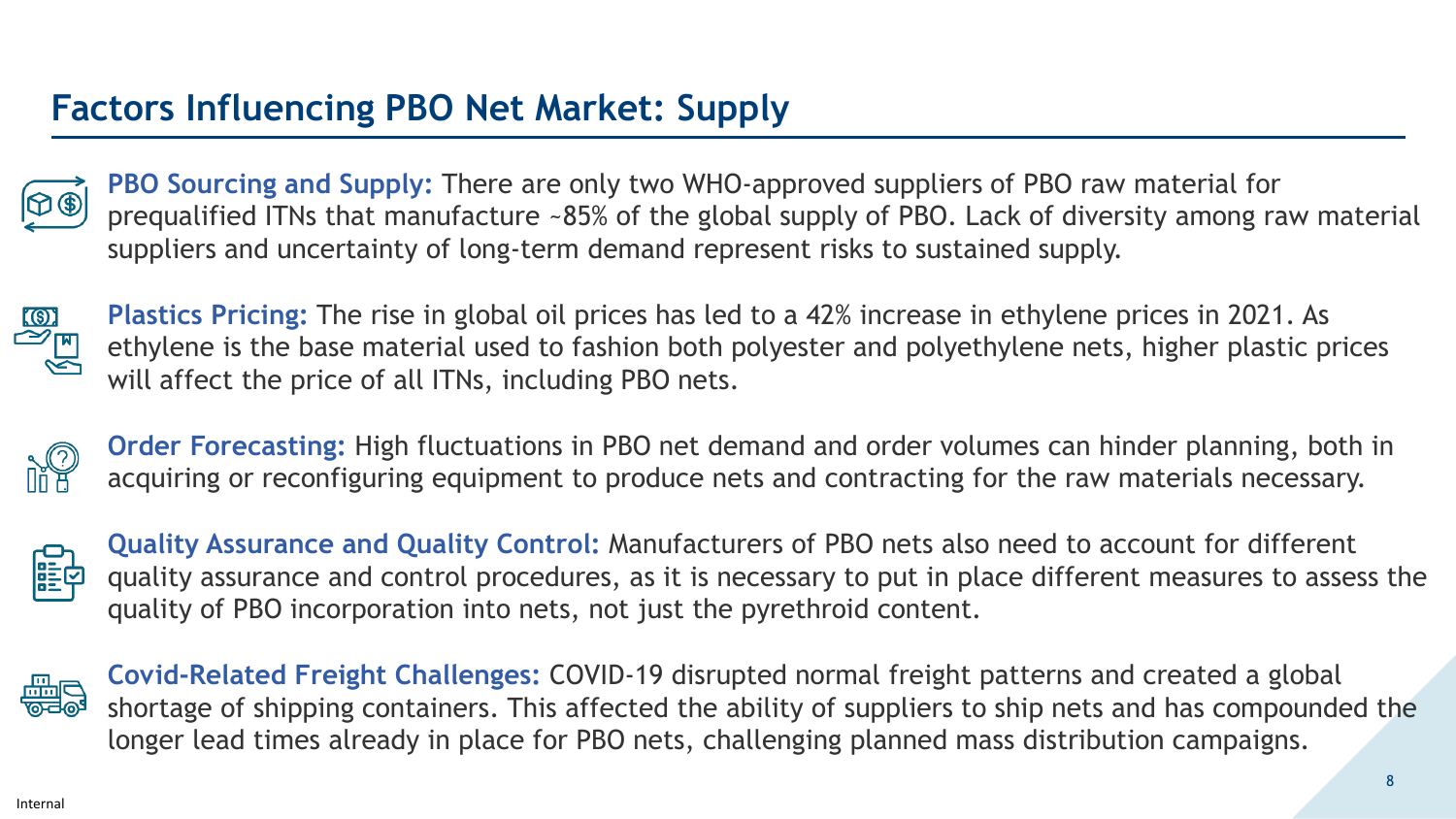# Factors Influencing PBO Net Market: Supply

**PBO Sourcing and Supply:** There are only two WHO-approved suppliers of PBO raw material for prequalified ITNs that manufacture ~85% of the global supply of PBO. Lack of diversity among raw material suppliers and uncertainty of long-term demand represent risks to sustained supply.

**Plastics Pricing:** The rise in global oil prices has led to a 42% increase in ethylene prices in 2021. As ethylene is the base material used to fashion both polyester and polyethylene nets, higher plastic prices will affect the price of all ITNs, including PBO nets.

**Order Forecasting:** High fluctuations in PBO net demand and order volumes can hinder planning, both in acquiring or reconfiguring equipment to produce nets and contracting for the raw materials necessary.

**Quality Assurance and Quality Control:** Manufacturers of PBO nets also need to account for different quality assurance and control procedures, as it is necessary to put in place different measures to assess the quality of PBO incorporation into nets, not just the pyrethroid content.

**Covid-Related Freight Challenges:** COVID-19 disrupted normal freight patterns and created a global shortage of shipping containers. This affected the ability of suppliers to ship nets and has compounded the longer lead times already in place for PBO nets, challenging planned mass distribution campaigns.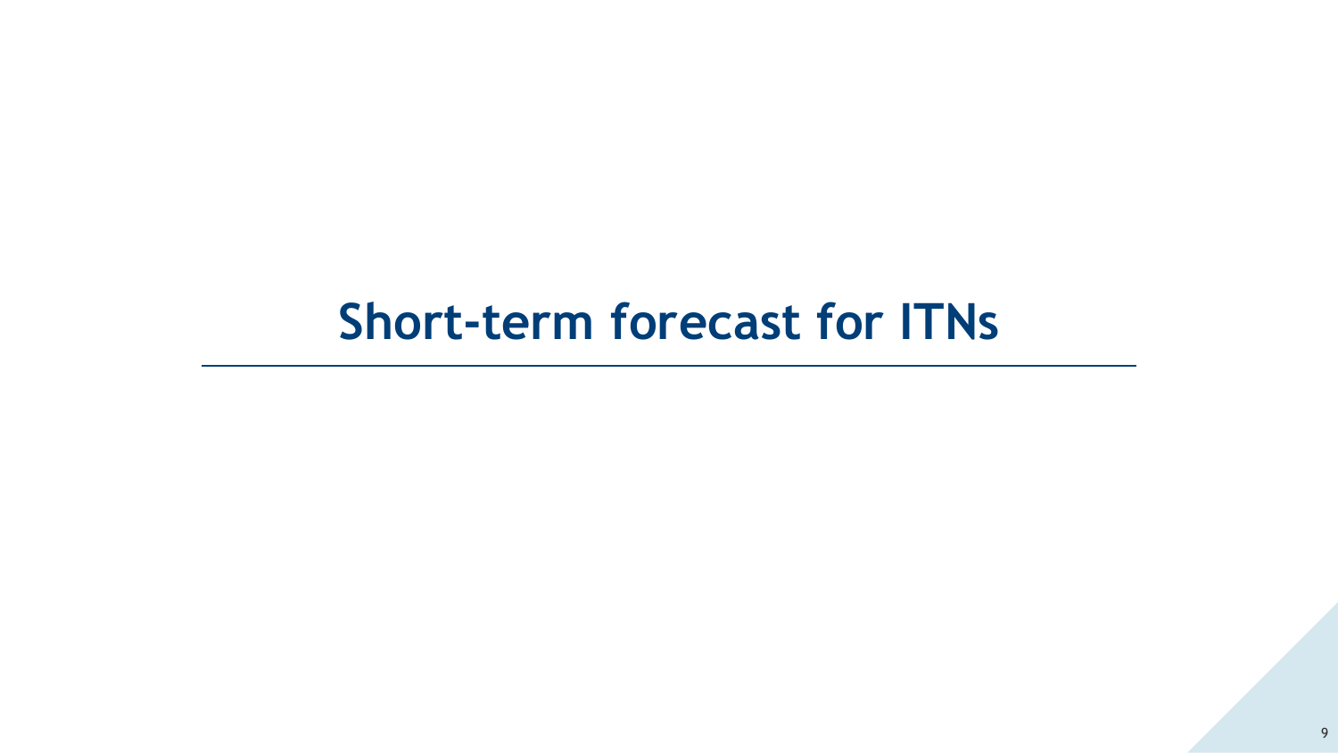# Short-term forecast for ITNs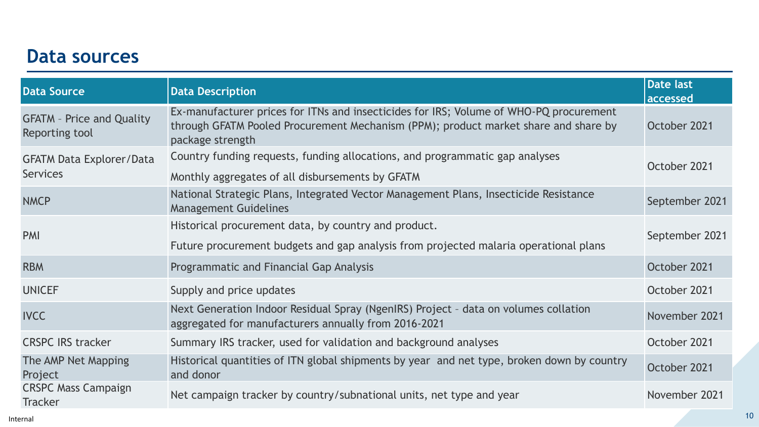## Data sources

| Data Source | Data Description | Date last accessed |
|---|---|---|
| GFATM – Price and Quality Reporting tool | Ex-manufacturer prices for ITNs and insecticides for IRS; Volume of WHO-PQ procurement through GFATM Pooled Procurement Mechanism (PPM); product market share and share by package strength | October 2021 |
| GFATM Data Explorer/Data Services | Country funding requests, funding allocations, and programmatic gap analyses<br>Monthly aggregates of all disbursements by GFATM | October 2021 |
| NMCP | National Strategic Plans, Integrated Vector Management Plans, Insecticide Resistance Management Guidelines | September 2021 |
| PMI | Historical procurement data, by country and product.<br>Future procurement budgets and gap analysis from projected malaria operational plans | September 2021 |
| RBM | Programmatic and Financial Gap Analysis | October 2021 |
| UNICEF | Supply and price updates | October 2021 |
| IVCC | Next Generation Indoor Residual Spray (NgenIRS) Project – data on volumes collation aggregated for manufacturers annually from 2016-2021 | November 2021 |
| CRSPC IRS tracker | Summary IRS tracker, used for validation and background analyses | October 2021 |
| The AMP Net Mapping Project | Historical quantities of ITN global shipments by year and net type, broken down by country and donor | October 2021 |
| CRSPC Mass Campaign Tracker | Net campaign tracker by country/subnational units, net type and year | November 2021 |

Internal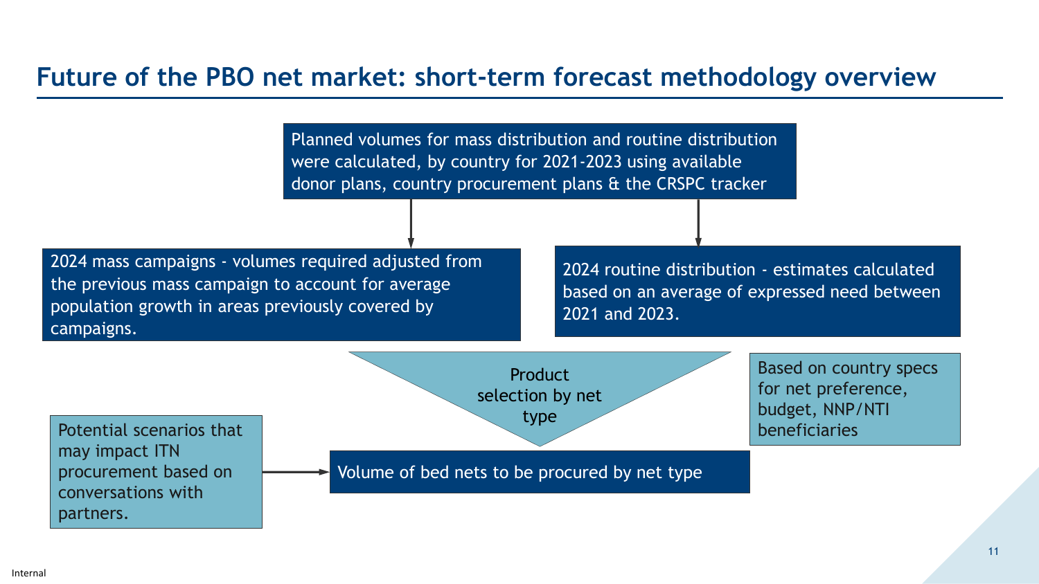# Future of the PBO net market: short-term forecast methodology overview

Planned volumes for mass distribution and routine distribution were calculated, by country for 2021-2023 using available donor plans, country procurement plans & the CRSPC tracker

2024 mass campaigns - volumes required adjusted from the previous mass campaign to account for average population growth in areas previously covered by campaigns.

2024 routine distribution - estimates calculated based on an average of expressed need between 2021 and 2023.

Product selection by net type

Based on country specs for net preference, budget, NNP/NTI beneficiaries

Potential scenarios that may impact ITN procurement based on conversations with partners.

Volume of bed nets to be procured by net type

Internal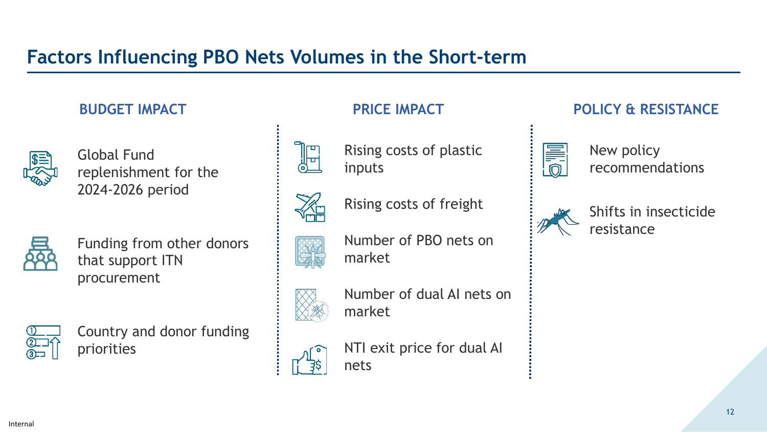# Factors Influencing PBO Nets Volumes in the Short-term

## BUDGET IMPACT

- Global Fund replenishment for the 2024-2026 period
- Funding from other donors that support ITN procurement
- Country and donor funding priorities

## PRICE IMPACT

- Rising costs of plastic inputs
- Rising costs of freight
- Number of PBO nets on market
- Number of dual AI nets on market
- NTI exit price for dual AI nets

## POLICY & RESISTANCE

- New policy recommendations
- Shifts in insecticide resistance

Internal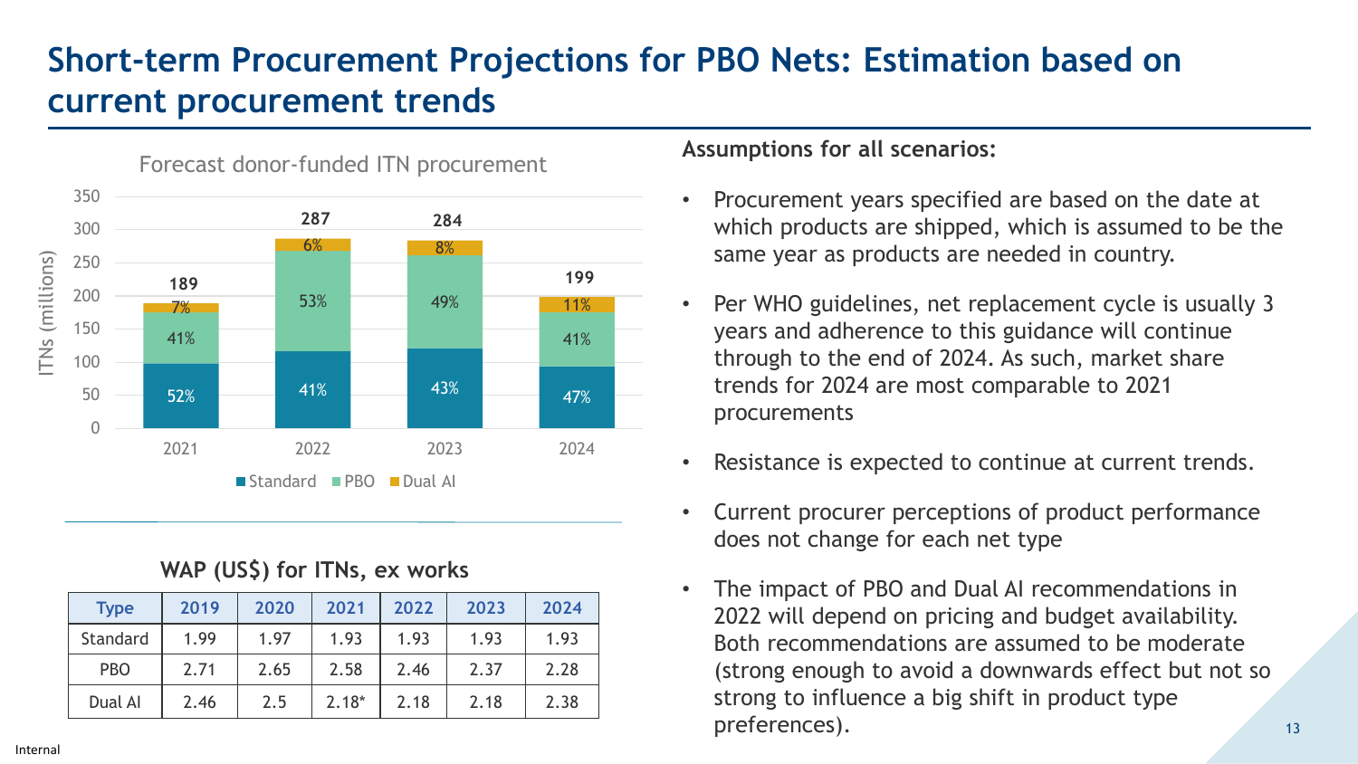# Short-term Procurement Projections for PBO Nets: Estimation based on current procurement trends

**Forecast donor-funded ITN procurement**

| Year | Total ITNs (millions) | Standard | PBO | Dual AI |
|---|---|---|---|---|
| 2021 | 189 | 52% | 41% | 7% |
| 2022 | 287 | 41% | 53% | 6% |
| 2023 | 284 | 43% | 49% | 8% |
| 2024 | 199 | 47% | 41% | 11% |

**WAP (US$) for ITNs, ex works**

| Type | 2019 | 2020 | 2021 | 2022 | 2023 | 2024 |
|---|---|---|---|---|---|---|
| Standard | 1.99 | 1.97 | 1.93 | 1.93 | 1.93 | 1.93 |
| PBO | 2.71 | 2.65 | 2.58 | 2.46 | 2.37 | 2.28 |
| Dual AI | 2.46 | 2.5 | 2.18* | 2.18 | 2.18 | 2.38 |

**Assumptions for all scenarios:**

- Procurement years specified are based on the date at which products are shipped, which is assumed to be the same year as products are needed in country.
- Per WHO guidelines, net replacement cycle is usually 3 years and adherence to this guidance will continue through to the end of 2024. As such, market share trends for 2024 are most comparable to 2021 procurements
- Resistance is expected to continue at current trends.
- Current procurer perceptions of product performance does not change for each net type
- The impact of PBO and Dual AI recommendations in 2022 will depend on pricing and budget availability. Both recommendations are assumed to be moderate (strong enough to avoid a downwards effect but not so strong to influence a big shift in product type preferences).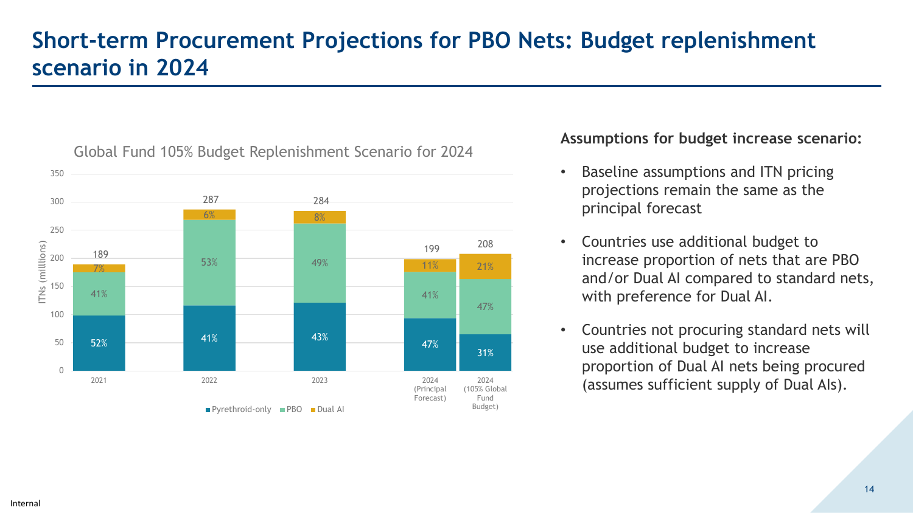# Short-term Procurement Projections for PBO Nets: Budget replenishment scenario in 2024

**Global Fund 105% Budget Replenishment Scenario for 2024**

ITNs (millions)

| Year | Total | Pyrethroid-only | PBO | Dual AI |
|---|---|---|---|---|
| 2021 | 189 | 52% | 41% | 7% |
| 2022 | 287 | 41% | 53% | 6% |
| 2023 | 284 | 43% | 49% | 8% |
| 2024 (Principal Forecast) | 199 | 47% | 41% | 11% |
| 2024 (105% Global Fund Budget) | 208 | 31% | 47% | 21% |

**Assumptions for budget increase scenario:**

- Baseline assumptions and ITN pricing projections remain the same as the principal forecast
- Countries use additional budget to increase proportion of nets that are PBO and/or Dual AI compared to standard nets, with preference for Dual AI.
- Countries not procuring standard nets will use additional budget to increase proportion of Dual AI nets being procured (assumes sufficient supply of Dual AIs).

Internal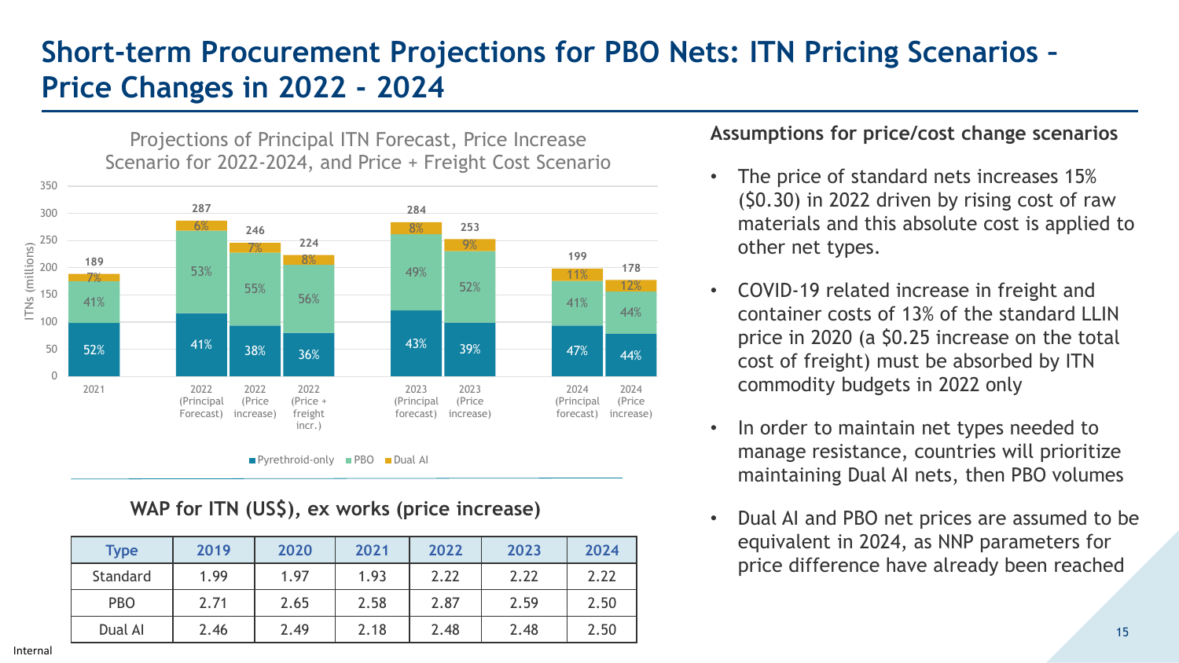# Short-term Procurement Projections for PBO Nets: ITN Pricing Scenarios – Price Changes in 2022 - 2024

## Projections of Principal ITN Forecast, Price Increase Scenario for 2022-2024, and Price + Freight Cost Scenario

| Scenario | Total ITNs (millions) | Pyrethroid-only | PBO | Dual AI |
|---|---|---|---|---|
| 2021 | 189 | 52% | 41% | 7% |
| 2022 (Principal Forecast) | 287 | 41% | 53% | 6% |
| 2022 (Price increase) | 246 | 38% | 55% | 7% |
| 2022 (Price + freight incr.) | 224 | 36% | 56% | 8% |
| 2023 (Principal forecast) | 284 | 43% | 49% | 8% |
| 2023 (Price increase) | 253 | 39% | 52% | 9% |
| 2024 (Principal forecast) | 199 | 47% | 41% | 11% |
| 2024 (Price increase) | 178 | 44% | 44% | 12% |

## WAP for ITN (US$), ex works (price increase)

| Type | 2019 | 2020 | 2021 | 2022 | 2023 | 2024 |
|---|---|---|---|---|---|---|
| Standard | 1.99 | 1.97 | 1.93 | 2.22 | 2.22 | 2.22 |
| PBO | 2.71 | 2.65 | 2.58 | 2.87 | 2.59 | 2.50 |
| Dual AI | 2.46 | 2.49 | 2.18 | 2.48 | 2.48 | 2.50 |

### Assumptions for price/cost change scenarios

- The price of standard nets increases 15% ($0.30) in 2022 driven by rising cost of raw materials and this absolute cost is applied to other net types.
- COVID-19 related increase in freight and container costs of 13% of the standard LLIN price in 2020 (a $0.25 increase on the total cost of freight) must be absorbed by ITN commodity budgets in 2022 only
- In order to maintain net types needed to manage resistance, countries will prioritize maintaining Dual AI nets, then PBO volumes
- Dual AI and PBO net prices are assumed to be equivalent in 2024, as NNP parameters for price difference have already been reached

Internal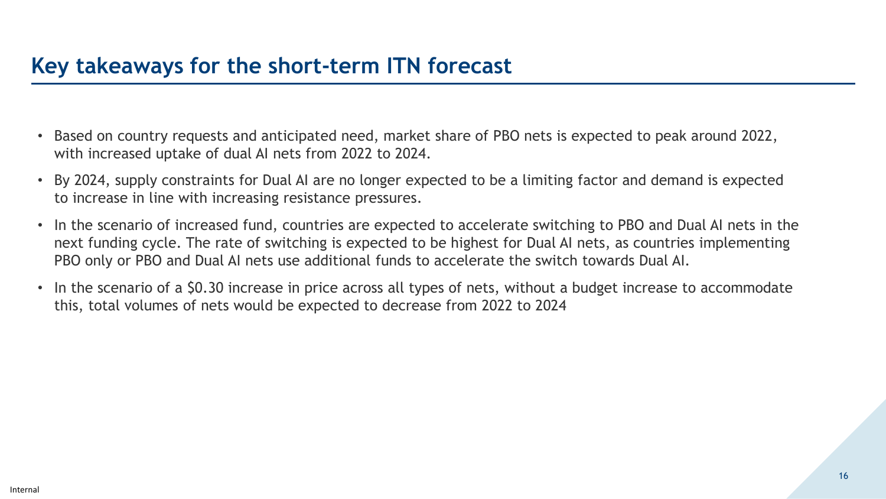# Key takeaways for the short-term ITN forecast

- Based on country requests and anticipated need, market share of PBO nets is expected to peak around 2022, with increased uptake of dual AI nets from 2022 to 2024.
- By 2024, supply constraints for Dual AI are no longer expected to be a limiting factor and demand is expected to increase in line with increasing resistance pressures.
- In the scenario of increased fund, countries are expected to accelerate switching to PBO and Dual AI nets in the next funding cycle. The rate of switching is expected to be highest for Dual AI nets, as countries implementing PBO only or PBO and Dual AI nets use additional funds to accelerate the switch towards Dual AI.
- In the scenario of a $0.30 increase in price across all types of nets, without a budget increase to accommodate this, total volumes of nets would be expected to decrease from 2022 to 2024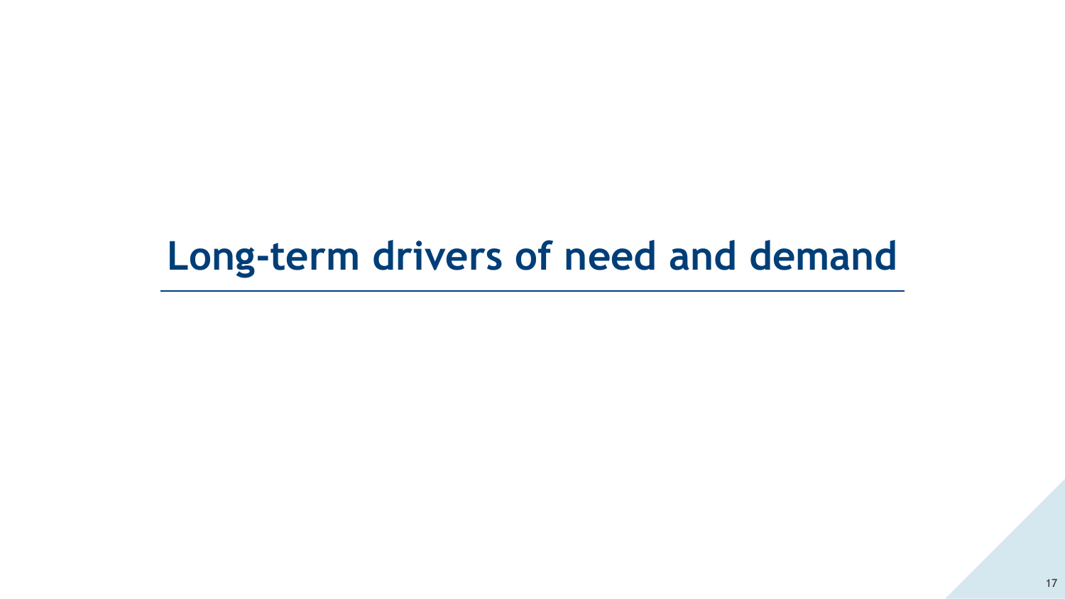# Long-term drivers of need and demand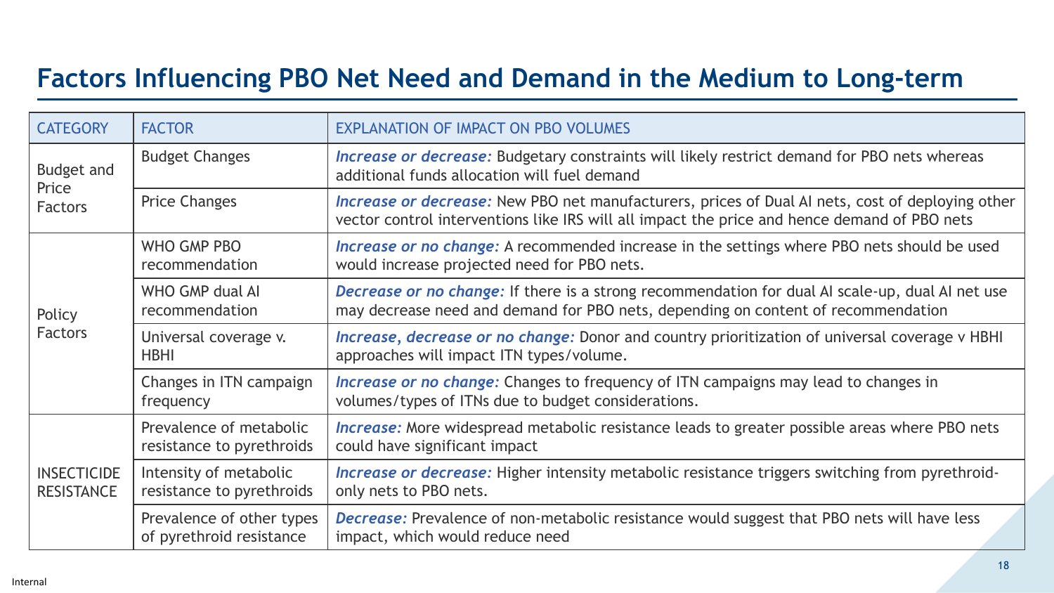# Factors Influencing PBO Net Need and Demand in the Medium to Long-term

| CATEGORY | FACTOR | EXPLANATION OF IMPACT ON PBO VOLUMES |
|---|---|---|
| Budget and Price Factors | Budget Changes | ***Increase or decrease:*** Budgetary constraints will likely restrict demand for PBO nets whereas additional funds allocation will fuel demand |
| | Price Changes | ***Increase or decrease:*** New PBO net manufacturers, prices of Dual AI nets, cost of deploying other vector control interventions like IRS will all impact the price and hence demand of PBO nets |
| Policy Factors | WHO GMP PBO recommendation | ***Increase or no change:*** A recommended increase in the settings where PBO nets should be used would increase projected need for PBO nets. |
| | WHO GMP dual AI recommendation | ***Decrease or no change:*** If there is a strong recommendation for dual AI scale-up, dual AI net use may decrease need and demand for PBO nets, depending on content of recommendation |
| | Universal coverage v. HBHI | ***Increase, decrease or no change:*** Donor and country prioritization of universal coverage v HBHI approaches will impact ITN types/volume. |
| | Changes in ITN campaign frequency | ***Increase or no change:*** Changes to frequency of ITN campaigns may lead to changes in volumes/types of ITNs due to budget considerations. |
| INSECTICIDE RESISTANCE | Prevalence of metabolic resistance to pyrethroids | ***Increase:*** More widespread metabolic resistance leads to greater possible areas where PBO nets could have significant impact |
| | Intensity of metabolic resistance to pyrethroids | ***Increase or decrease:*** Higher intensity metabolic resistance triggers switching from pyrethroid-only nets to PBO nets. |
| | Prevalence of other types of pyrethroid resistance | ***Decrease:*** Prevalence of non-metabolic resistance would suggest that PBO nets will have less impact, which would reduce need |

Internal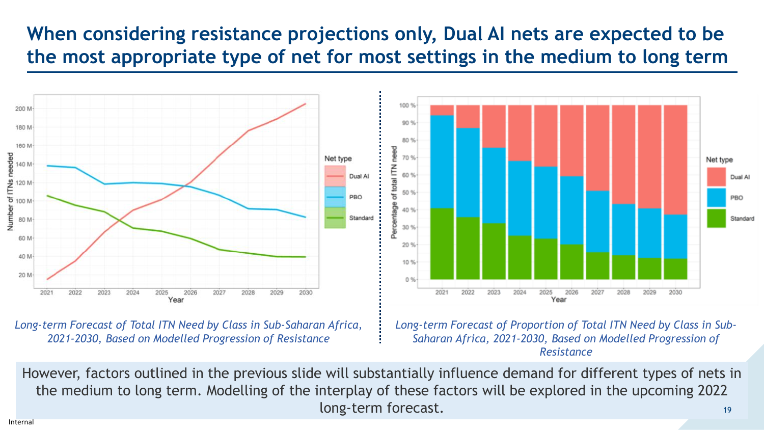# When considering resistance projections only, Dual AI nets are expected to be the most appropriate type of net for most settings in the medium to long term

*Long-term Forecast of Total ITN Need by Class in Sub-Saharan Africa, 2021-2030, Based on Modelled Progression of Resistance*

*Long-term Forecast of Proportion of Total ITN Need by Class in Sub-Saharan Africa, 2021-2030, Based on Modelled Progression of Resistance*

However, factors outlined in the previous slide will substantially influence demand for different types of nets in the medium to long term. Modelling of the interplay of these factors will be explored in the upcoming 2022 long-term forecast.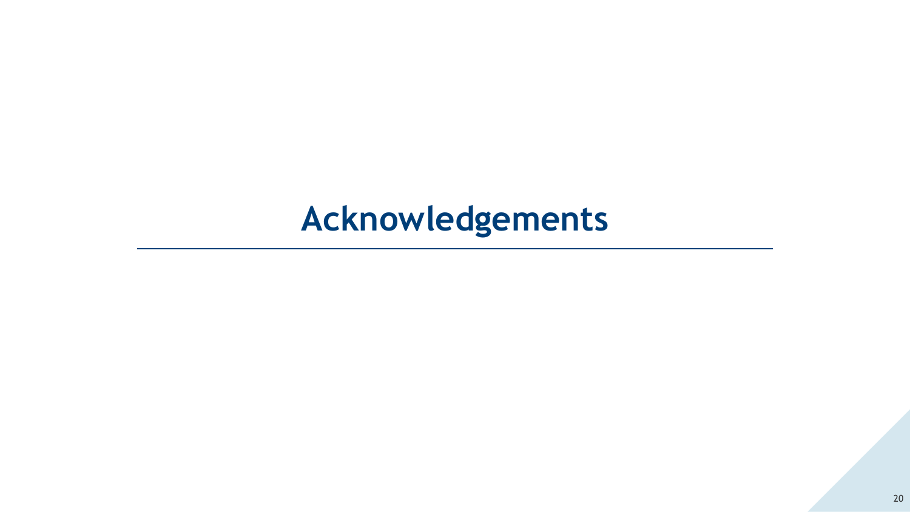# Acknowledgements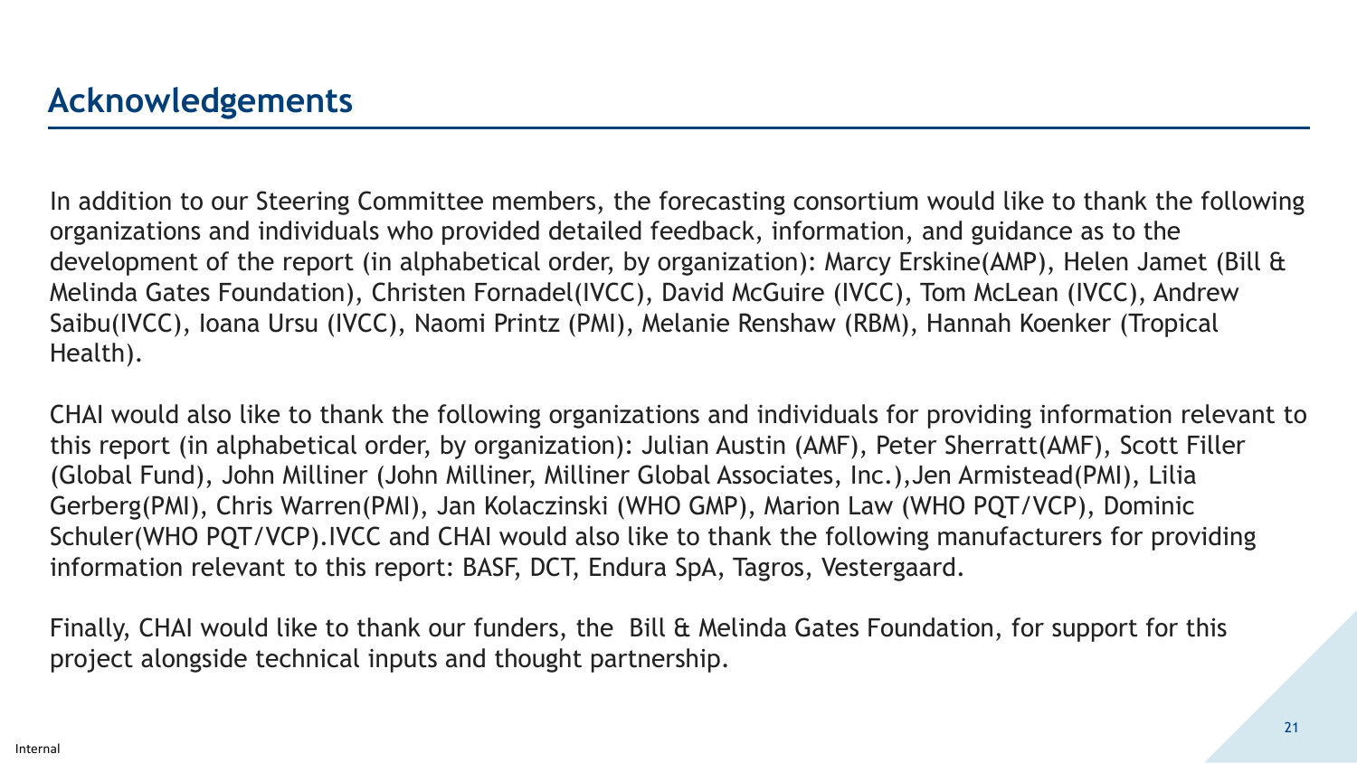## Acknowledgements

In addition to our Steering Committee members, the forecasting consortium would like to thank the following organizations and individuals who provided detailed feedback, information, and guidance as to the development of the report (in alphabetical order, by organization): Marcy Erskine(AMP), Helen Jamet (Bill & Melinda Gates Foundation), Christen Fornadel(IVCC), David McGuire (IVCC), Tom McLean (IVCC), Andrew Saibu(IVCC), Ioana Ursu (IVCC), Naomi Printz (PMI), Melanie Renshaw (RBM), Hannah Koenker (Tropical Health).

CHAI would also like to thank the following organizations and individuals for providing information relevant to this report (in alphabetical order, by organization): Julian Austin (AMF), Peter Sherratt(AMF), Scott Filler (Global Fund), John Milliner (John Milliner, Milliner Global Associates, Inc.),Jen Armistead(PMI), Lilia Gerberg(PMI), Chris Warren(PMI), Jan Kolaczinski (WHO GMP), Marion Law (WHO PQT/VCP), Dominic Schuler(WHO PQT/VCP).IVCC and CHAI would also like to thank the following manufacturers for providing information relevant to this report: BASF, DCT, Endura SpA, Tagros, Vestergaard.

Finally, CHAI would like to thank our funders, the Bill & Melinda Gates Foundation, for support for this project alongside technical inputs and thought partnership.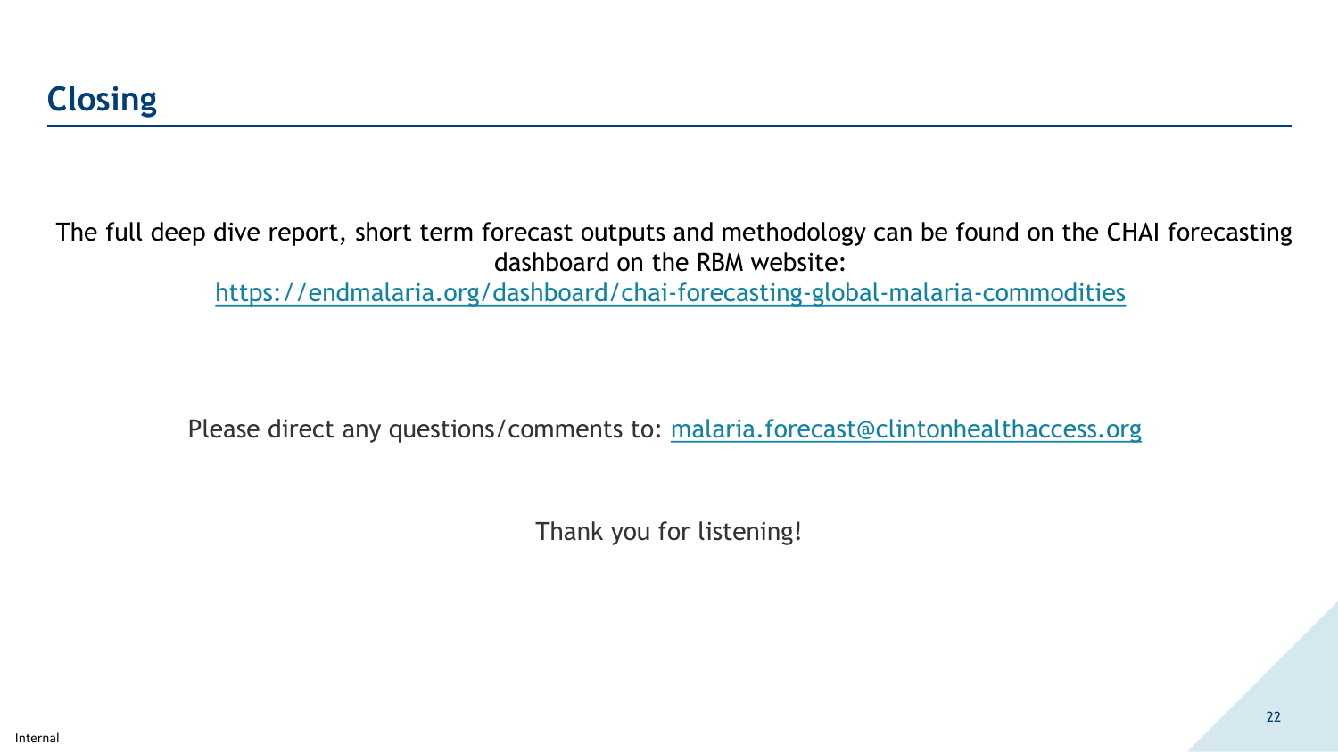# Closing

The full deep dive report, short term forecast outputs and methodology can be found on the CHAI forecasting dashboard on the RBM website:
[https://endmalaria.org/dashboard/chai-forecasting-global-malaria-commodities](https://endmalaria.org/dashboard/chai-forecasting-global-malaria-commodities)

Please direct any questions/comments to: [malaria.forecast@clintonhealthaccess.org](mailto:malaria.forecast@clintonhealthaccess.org)

Thank you for listening!